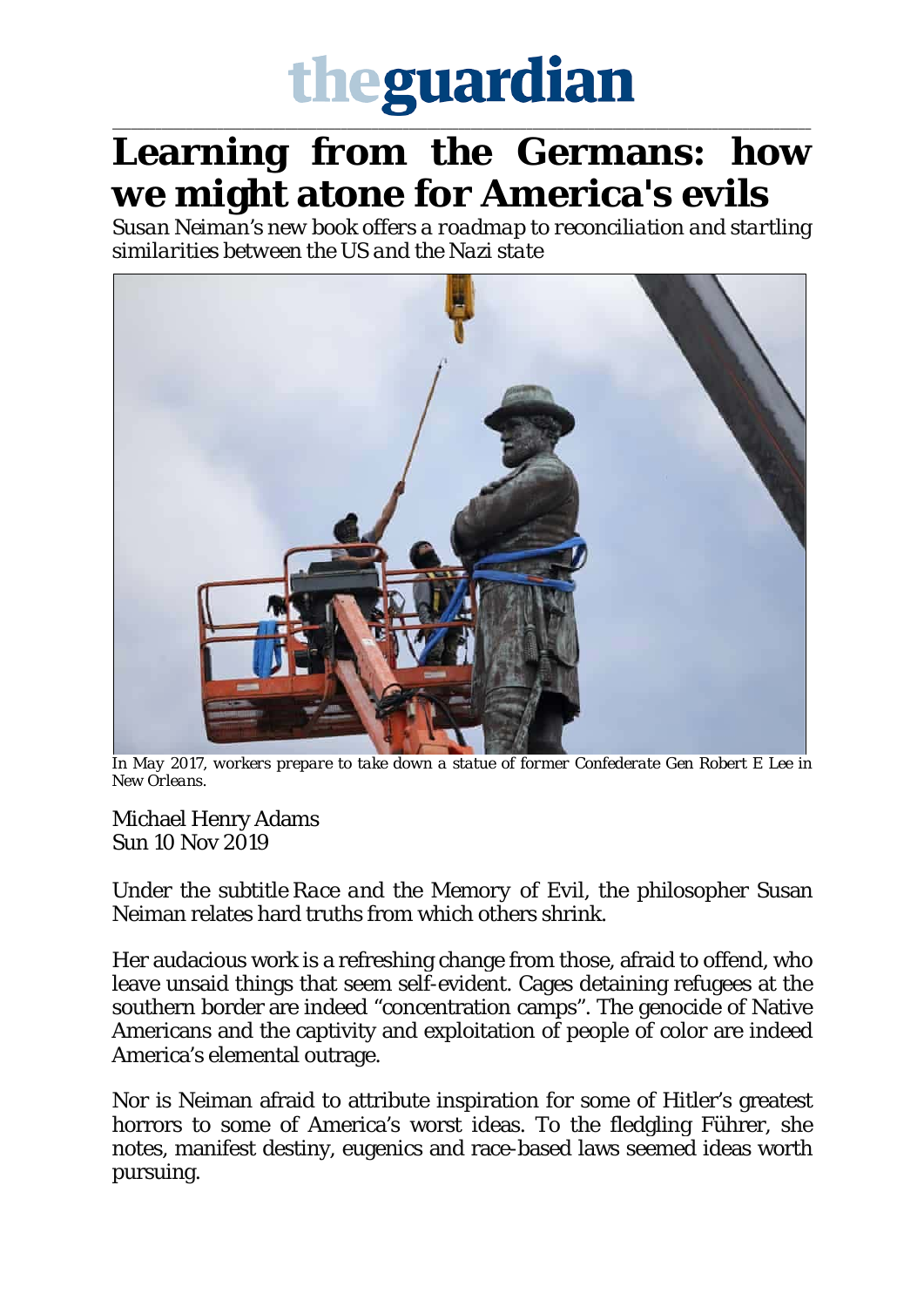# theguardian

# Learning from the Germans: how we might atone for America's evils

*Susan Neiman's new book offers a roadmap to reconciliation and startling similarities between the US and the Nazi state*

*In May 2017, workers prepare to take down a statue of former Confederate Gen Robert E Lee in New Orleans.*

Michael Henry Adams
Sun 10 Nov 2019

Under the subtitle *Race and the Memory of Evil*, the philosopher Susan Neiman relates hard truths from which others shrink.

Her audacious work is a refreshing change from those, afraid to offend, who leave unsaid things that seem self-evident. Cages detaining refugees at the southern border are indeed "concentration camps". The genocide of Native Americans and the captivity and exploitation of people of color are indeed America's elemental outrage.

Nor is Neiman afraid to attribute inspiration for some of Hitler's greatest horrors to some of America's worst ideas. To the fledgling Führer, she notes, manifest destiny, eugenics and race-based laws seemed ideas worth pursuing.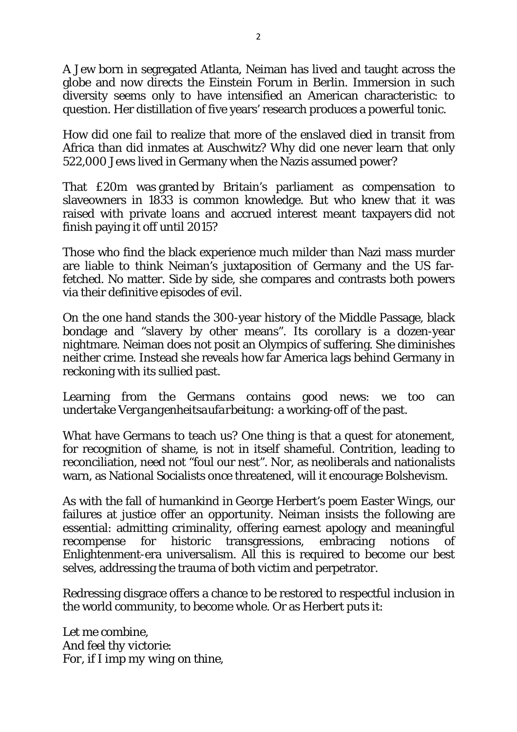A Jew born in segregated Atlanta, Neiman has lived and taught across the globe and now directs the Einstein Forum in Berlin. Immersion in such diversity seems only to have intensified an American characteristic: to question. Her distillation of five years' research produces a powerful tonic.

How did one fail to realize that more of the enslaved died in transit from Africa than did inmates at Auschwitz? Why did one never learn that only 522,000 Jews lived in Germany when the Nazis assumed power?

That £20m was granted by Britain's parliament as compensation to slaveowners in 1833 is common knowledge. But who knew that it was raised with private loans and accrued interest meant taxpayers did not finish paying it off until 2015?

Those who find the black experience much milder than Nazi mass murder are liable to think Neiman's juxtaposition of Germany and the US far-fetched. No matter. Side by side, she compares and contrasts both powers via their definitive episodes of evil.

On the one hand stands the 300-year history of the Middle Passage, black bondage and "slavery by other means". Its corollary is a dozen-year nightmare. Neiman does not posit an Olympics of suffering. She diminishes neither crime. Instead she reveals how far America lags behind Germany in reckoning with its sullied past.

Learning from the Germans contains good news: we too can undertake *Vergangenheitsaufarbeitung*: a working-off of the past.

What have Germans to teach us? One thing is that a quest for atonement, for recognition of shame, is not in itself shameful. Contrition, leading to reconciliation, need not "foul our nest". Nor, as neoliberals and nationalists warn, as National Socialists once threatened, will it encourage Bolshevism.

As with the fall of humankind in George Herbert's poem Easter Wings, our failures at justice offer an opportunity. Neiman insists the following are essential: admitting criminality, offering earnest apology and meaningful recompense for historic transgressions, embracing notions of Enlightenment-era universalism. All this is required to become our best selves, addressing the trauma of both victim and perpetrator.

Redressing disgrace offers a chance to be restored to respectful inclusion in the world community, to become whole. Or as Herbert puts it:

Let me combine,
And feel thy victorie:
For, if I imp my wing on thine,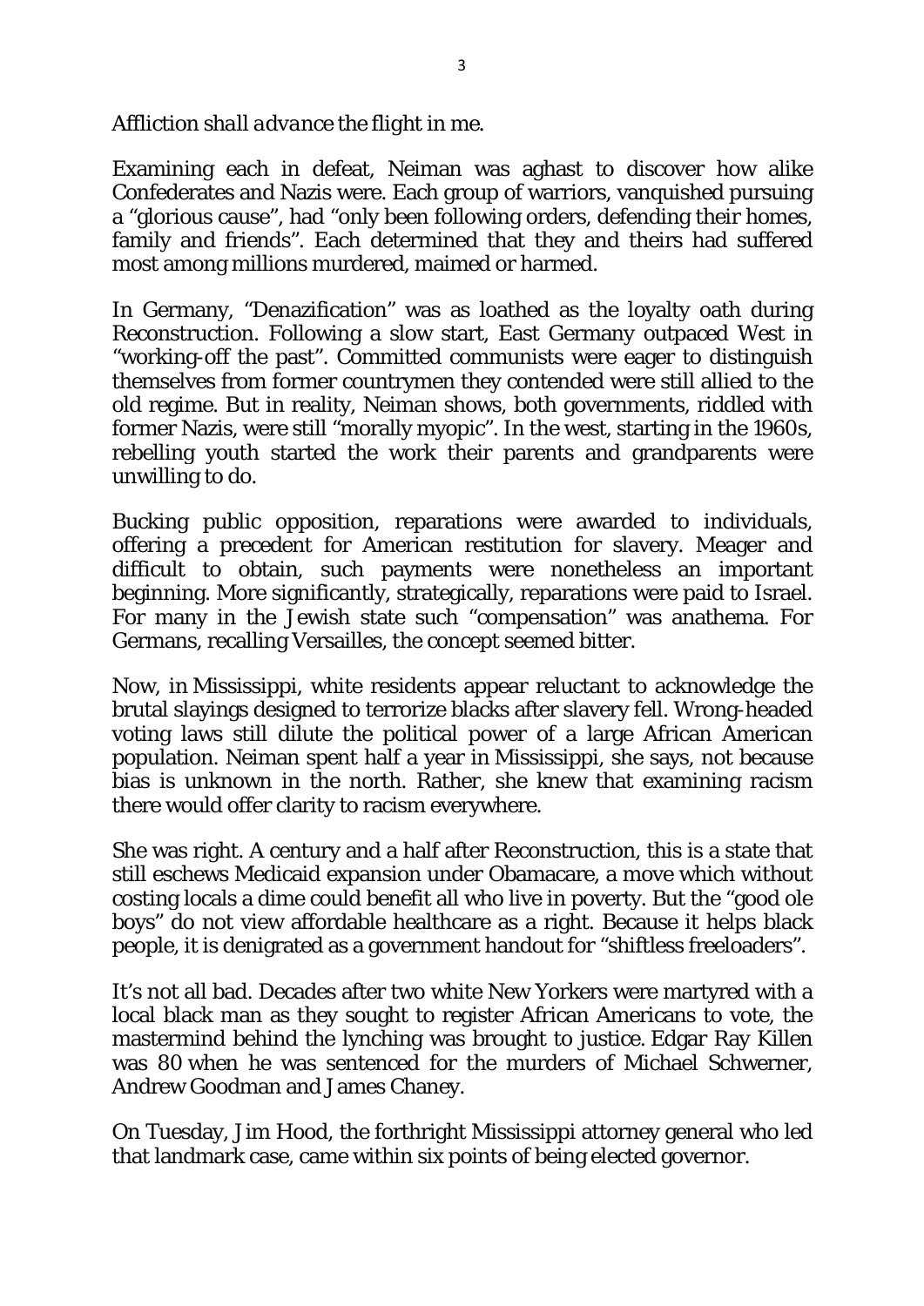*Affliction shall advance the flight in me.*

Examining each in defeat, Neiman was aghast to discover how alike Confederates and Nazis were. Each group of warriors, vanquished pursuing a "glorious cause", had "only been following orders, defending their homes, family and friends". Each determined that they and theirs had suffered most among millions murdered, maimed or harmed.

In Germany, "Denazification" was as loathed as the loyalty oath during Reconstruction. Following a slow start, East Germany outpaced West in "working-off the past". Committed communists were eager to distinguish themselves from former countrymen they contended were still allied to the old regime. But in reality, Neiman shows, both governments, riddled with former Nazis, were still "morally myopic". In the west, starting in the 1960s, rebelling youth started the work their parents and grandparents were unwilling to do.

Bucking public opposition, reparations were awarded to individuals, offering a precedent for American restitution for slavery. Meager and difficult to obtain, such payments were nonetheless an important beginning. More significantly, strategically, reparations were paid to Israel. For many in the Jewish state such "compensation" was anathema. For Germans, recalling Versailles, the concept seemed bitter.

Now, in Mississippi, white residents appear reluctant to acknowledge the brutal slayings designed to terrorize blacks after slavery fell. Wrong-headed voting laws still dilute the political power of a large African American population. Neiman spent half a year in Mississippi, she says, not because bias is unknown in the north. Rather, she knew that examining racism there would offer clarity to racism everywhere.

She was right. A century and a half after Reconstruction, this is a state that still eschews Medicaid expansion under Obamacare, a move which without costing locals a dime could benefit all who live in poverty. But the "good ole boys" do not view affordable healthcare as a right. Because it helps black people, it is denigrated as a government handout for "shiftless freeloaders".

It's not all bad. Decades after two white New Yorkers were martyred with a local black man as they sought to register African Americans to vote, the mastermind behind the lynching was brought to justice. Edgar Ray Killen was 80 when he was sentenced for the murders of Michael Schwerner, Andrew Goodman and James Chaney.

On Tuesday, Jim Hood, the forthright Mississippi attorney general who led that landmark case, came within six points of being elected governor.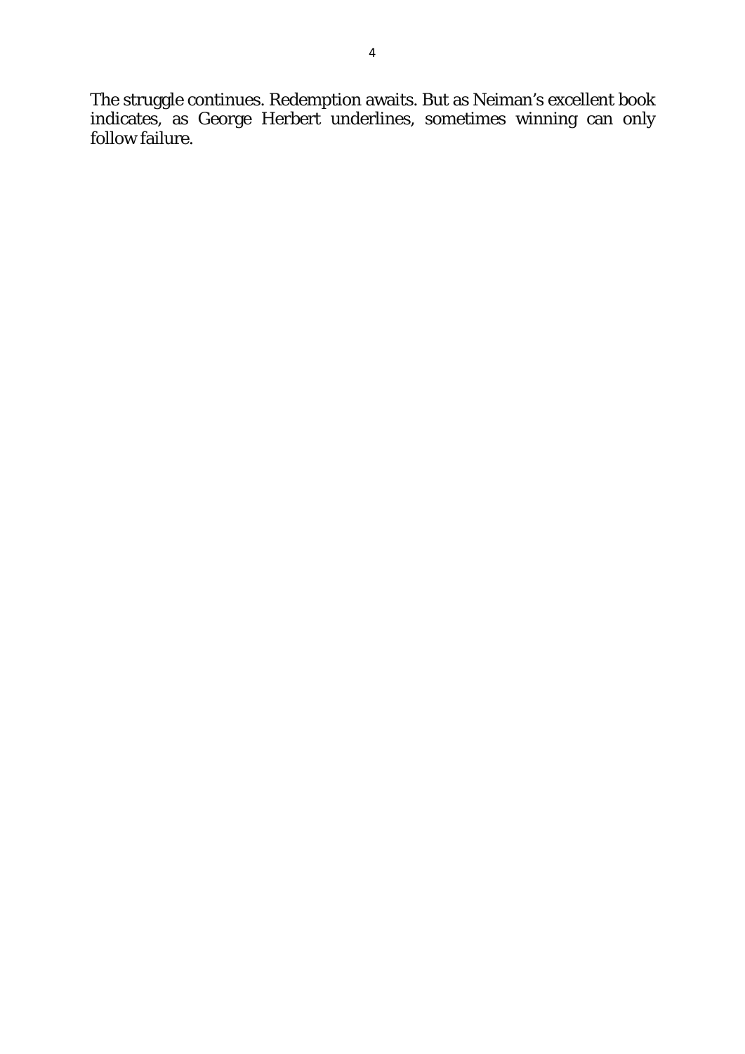The struggle continues. Redemption awaits. But as Neiman's excellent book indicates, as George Herbert underlines, sometimes winning can only follow failure.